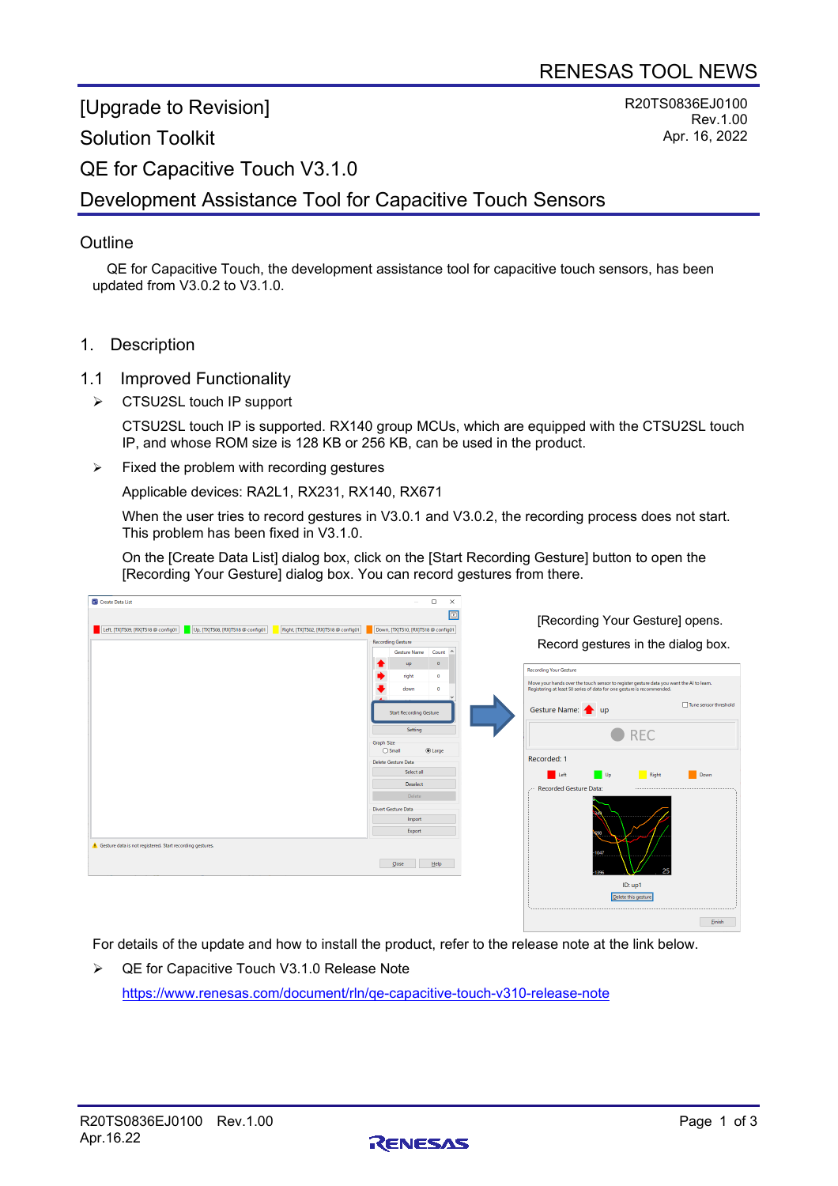# [Upgrade to Revision]

R20TS0836EJ0100
Rev.1.00
Apr. 16, 2022

# Solution Toolkit

# QE for Capacitive Touch V3.1.0

# Development Assistance Tool for Capacitive Touch Sensors

## Outline

QE for Capacitive Touch, the development assistance tool for capacitive touch sensors, has been updated from V3.0.2 to V3.1.0.

## 1. Description

### 1.1 Improved Functionality

- CTSU2SL touch IP support

  CTSU2SL touch IP is supported. RX140 group MCUs, which are equipped with the CTSU2SL touch IP, and whose ROM size is 128 KB or 256 KB, can be used in the product.

- Fixed the problem with recording gestures

  Applicable devices: RA2L1, RX231, RX140, RX671

  When the user tries to record gestures in V3.0.1 and V3.0.2, the recording process does not start. This problem has been fixed in V3.1.0.

  On the [Create Data List] dialog box, click on the [Start Recording Gesture] button to open the [Recording Your Gesture] dialog box. You can record gestures from there.

[Recording Your Gesture] opens.

Record gestures in the dialog box.

For details of the update and how to install the product, refer to the release note at the link below.

- QE for Capacitive Touch V3.1.0 Release Note

  https://www.renesas.com/document/rln/qe-capacitive-touch-v310-release-note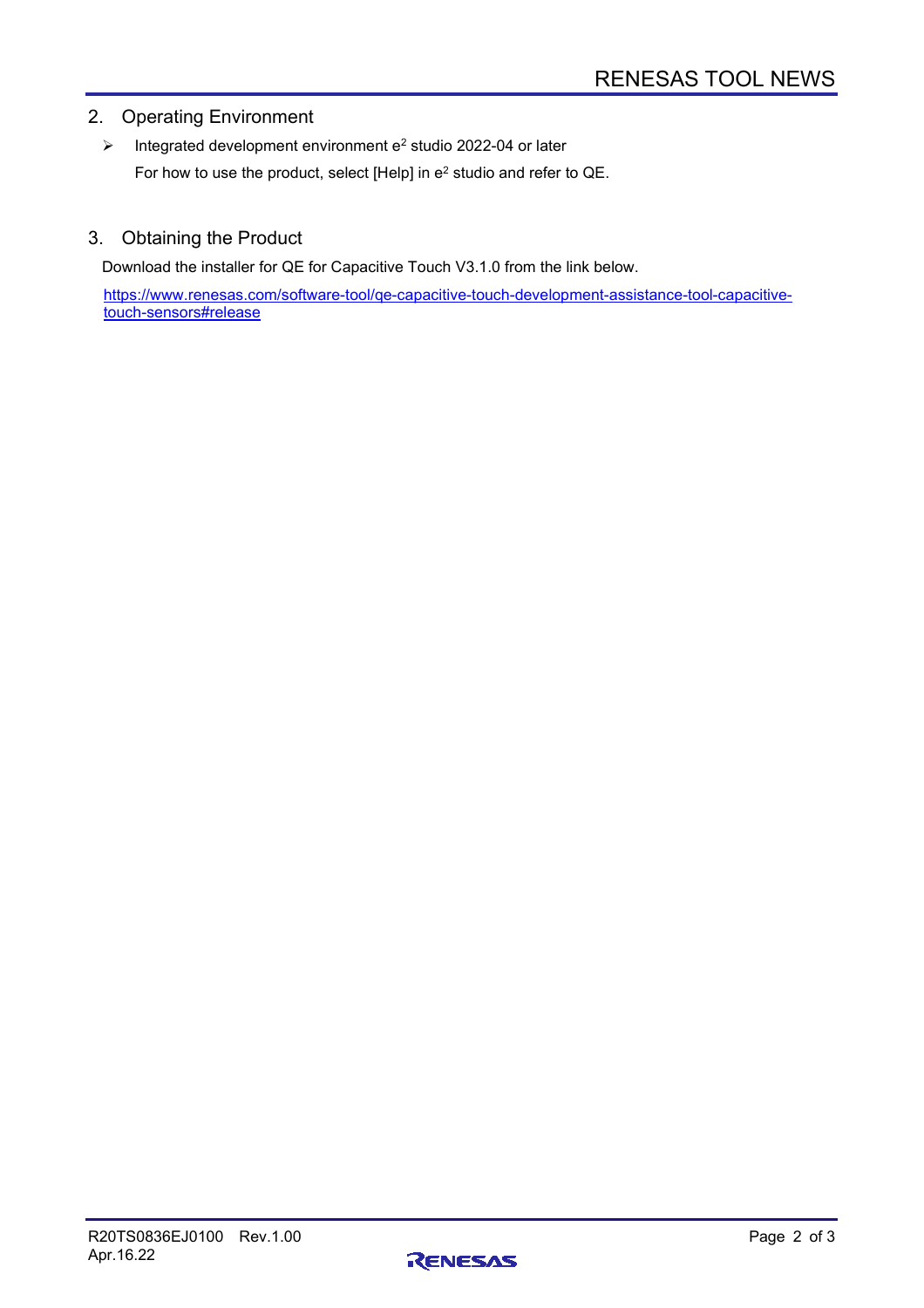## 2. Operating Environment

- Integrated development environment $e^2$ studio 2022-04 or later

  For how to use the product, select [Help] in $e^2$ studio and refer to QE.

## 3. Obtaining the Product

Download the installer for QE for Capacitive Touch V3.1.0 from the link below.

https://www.renesas.com/software-tool/qe-capacitive-touch-development-assistance-tool-capacitive-touch-sensors#release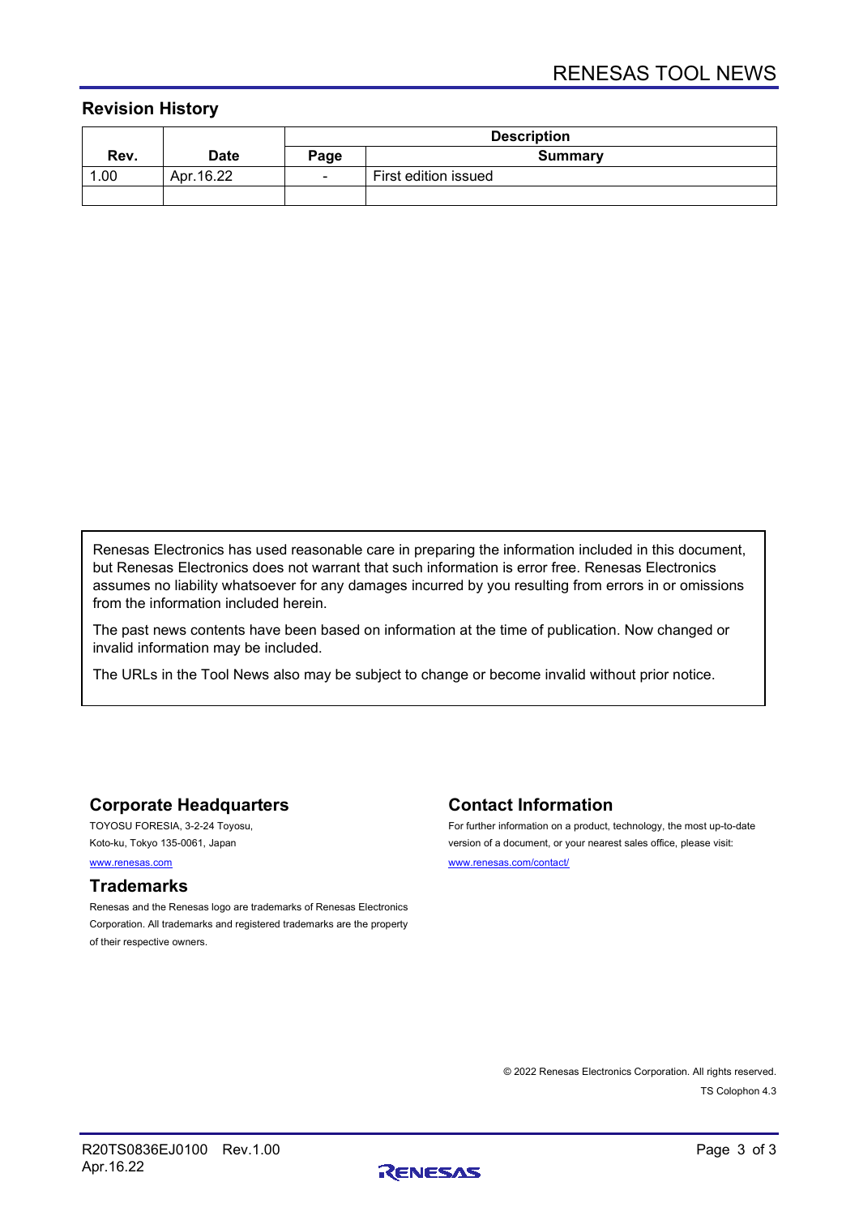## Revision History

| Rev. | Date | Description | |
|---|---|---|---|
| | | Page | Summary |
| 1.00 | Apr.16.22 | - | First edition issued |
| | | | |

Renesas Electronics has used reasonable care in preparing the information included in this document, but Renesas Electronics does not warrant that such information is error free. Renesas Electronics assumes no liability whatsoever for any damages incurred by you resulting from errors in or omissions from the information included herein.

The past news contents have been based on information at the time of publication. Now changed or invalid information may be included.

The URLs in the Tool News also may be subject to change or become invalid without prior notice.

### Corporate Headquarters

TOYOSU FORESIA, 3-2-24 Toyosu,
Koto-ku, Tokyo 135-0061, Japan

www.renesas.com

### Trademarks

Renesas and the Renesas logo are trademarks of Renesas Electronics Corporation. All trademarks and registered trademarks are the property of their respective owners.

### Contact Information

For further information on a product, technology, the most up-to-date version of a document, or your nearest sales office, please visit:

www.renesas.com/contact/

© 2022 Renesas Electronics Corporation. All rights reserved.

TS Colophon 4.3